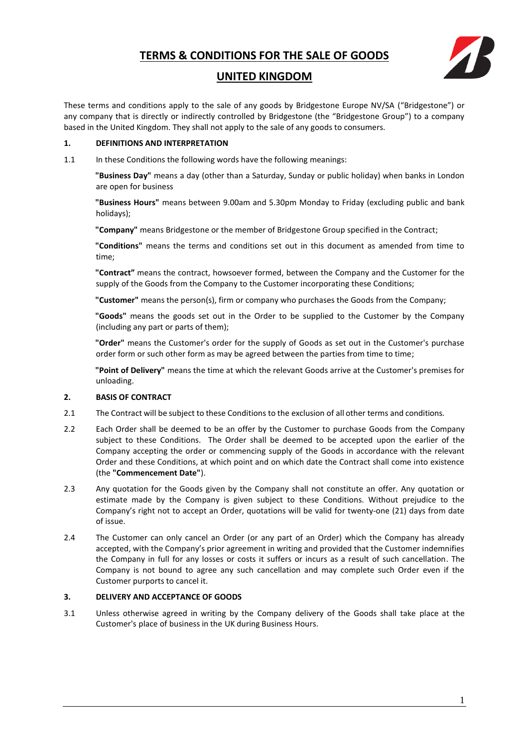# TERMS & CONDITIONS FOR THE SALE OF GOODS

## UNITED KINGDOM

These terms and conditions apply to the sale of any goods by Bridgestone Europe NV/SA ("Bridgestone") or any company that is directly or indirectly controlled by Bridgestone (the "Bridgestone Group") to a company based in the United Kingdom. They shall not apply to the sale of any goods to consumers.

### 1. DEFINITIONS AND INTERPRETATION

1.1 In these Conditions the following words have the following meanings:

**"Business Day"** means a day (other than a Saturday, Sunday or public holiday) when banks in London are open for business

**"Business Hours"** means between 9.00am and 5.30pm Monday to Friday (excluding public and bank holidays);

**"Company"** means Bridgestone or the member of Bridgestone Group specified in the Contract;

**"Conditions"** means the terms and conditions set out in this document as amended from time to time;

**"Contract"** means the contract, howsoever formed, between the Company and the Customer for the supply of the Goods from the Company to the Customer incorporating these Conditions;

**"Customer"** means the person(s), firm or company who purchases the Goods from the Company;

**"Goods"** means the goods set out in the Order to be supplied to the Customer by the Company (including any part or parts of them);

**"Order"** means the Customer's order for the supply of Goods as set out in the Customer's purchase order form or such other form as may be agreed between the parties from time to time;

**"Point of Delivery"** means the time at which the relevant Goods arrive at the Customer's premises for unloading.

### 2. BASIS OF CONTRACT

2.1 The Contract will be subject to these Conditions to the exclusion of all other terms and conditions.

2.2 Each Order shall be deemed to be an offer by the Customer to purchase Goods from the Company subject to these Conditions. The Order shall be deemed to be accepted upon the earlier of the Company accepting the order or commencing supply of the Goods in accordance with the relevant Order and these Conditions, at which point and on which date the Contract shall come into existence (the **"Commencement Date"**).

2.3 Any quotation for the Goods given by the Company shall not constitute an offer. Any quotation or estimate made by the Company is given subject to these Conditions. Without prejudice to the Company's right not to accept an Order, quotations will be valid for twenty-one (21) days from date of issue.

2.4 The Customer can only cancel an Order (or any part of an Order) which the Company has already accepted, with the Company's prior agreement in writing and provided that the Customer indemnifies the Company in full for any losses or costs it suffers or incurs as a result of such cancellation. The Company is not bound to agree any such cancellation and may complete such Order even if the Customer purports to cancel it.

### 3. DELIVERY AND ACCEPTANCE OF GOODS

3.1 Unless otherwise agreed in writing by the Company delivery of the Goods shall take place at the Customer's place of business in the UK during Business Hours.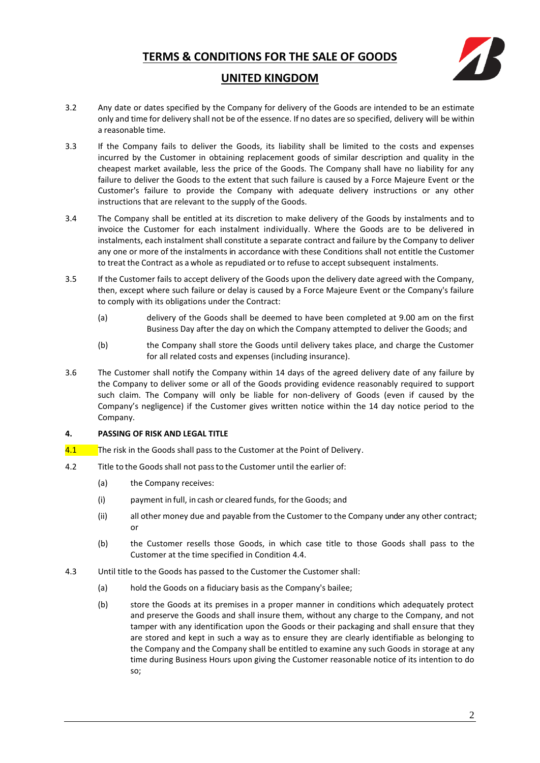3.2 Any date or dates specified by the Company for delivery of the Goods are intended to be an estimate only and time for delivery shall not be of the essence. If no dates are so specified, delivery will be within a reasonable time.

3.3 If the Company fails to deliver the Goods, its liability shall be limited to the costs and expenses incurred by the Customer in obtaining replacement goods of similar description and quality in the cheapest market available, less the price of the Goods. The Company shall have no liability for any failure to deliver the Goods to the extent that such failure is caused by a Force Majeure Event or the Customer's failure to provide the Company with adequate delivery instructions or any other instructions that are relevant to the supply of the Goods.

3.4 The Company shall be entitled at its discretion to make delivery of the Goods by instalments and to invoice the Customer for each instalment individually. Where the Goods are to be delivered in instalments, each instalment shall constitute a separate contract and failure by the Company to deliver any one or more of the instalments in accordance with these Conditions shall not entitle the Customer to treat the Contract as a whole as repudiated or to refuse to accept subsequent instalments.

3.5 If the Customer fails to accept delivery of the Goods upon the delivery date agreed with the Company, then, except where such failure or delay is caused by a Force Majeure Event or the Company's failure to comply with its obligations under the Contract:

(a) delivery of the Goods shall be deemed to have been completed at 9.00 am on the first Business Day after the day on which the Company attempted to deliver the Goods; and

(b) the Company shall store the Goods until delivery takes place, and charge the Customer for all related costs and expenses (including insurance).

3.6 The Customer shall notify the Company within 14 days of the agreed delivery date of any failure by the Company to deliver some or all of the Goods providing evidence reasonably required to support such claim. The Company will only be liable for non-delivery of Goods (even if caused by the Company's negligence) if the Customer gives written notice within the 14 day notice period to the Company.

**4. PASSING OF RISK AND LEGAL TITLE**

4.1 The risk in the Goods shall pass to the Customer at the Point of Delivery.

4.2 Title to the Goods shall not pass to the Customer until the earlier of:

(a) the Company receives:

(i) payment in full, in cash or cleared funds, for the Goods; and

(ii) all other money due and payable from the Customer to the Company under any other contract; or

(b) the Customer resells those Goods, in which case title to those Goods shall pass to the Customer at the time specified in Condition 4.4.

4.3 Until title to the Goods has passed to the Customer the Customer shall:

(a) hold the Goods on a fiduciary basis as the Company's bailee;

(b) store the Goods at its premises in a proper manner in conditions which adequately protect and preserve the Goods and shall insure them, without any charge to the Company, and not tamper with any identification upon the Goods or their packaging and shall ensure that they are stored and kept in such a way as to ensure they are clearly identifiable as belonging to the Company and the Company shall be entitled to examine any such Goods in storage at any time during Business Hours upon giving the Customer reasonable notice of its intention to do so;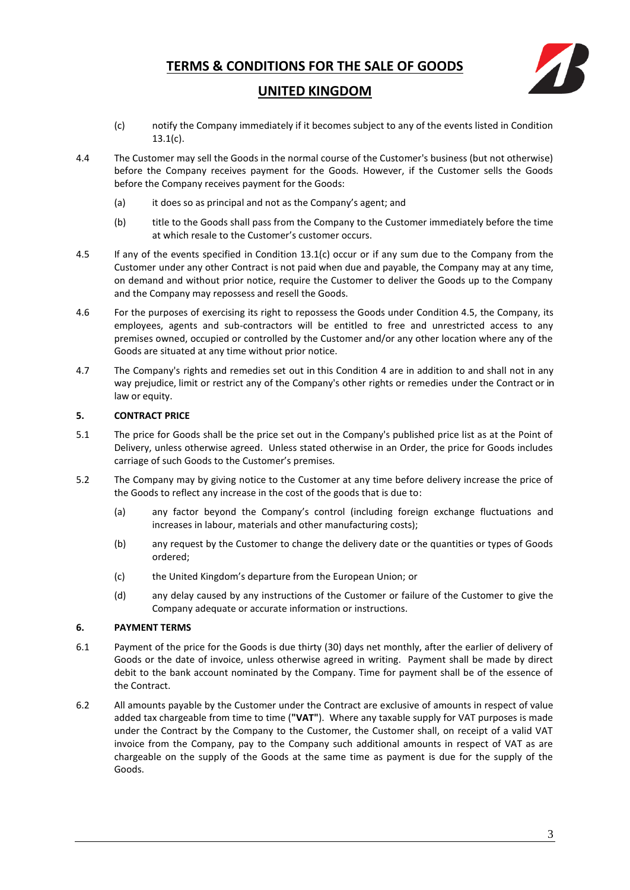(c) notify the Company immediately if it becomes subject to any of the events listed in Condition 13.1(c).

4.4 The Customer may sell the Goods in the normal course of the Customer's business (but not otherwise) before the Company receives payment for the Goods. However, if the Customer sells the Goods before the Company receives payment for the Goods:

(a) it does so as principal and not as the Company's agent; and

(b) title to the Goods shall pass from the Company to the Customer immediately before the time at which resale to the Customer's customer occurs.

4.5 If any of the events specified in Condition 13.1(c) occur or if any sum due to the Company from the Customer under any other Contract is not paid when due and payable, the Company may at any time, on demand and without prior notice, require the Customer to deliver the Goods up to the Company and the Company may repossess and resell the Goods.

4.6 For the purposes of exercising its right to repossess the Goods under Condition 4.5, the Company, its employees, agents and sub-contractors will be entitled to free and unrestricted access to any premises owned, occupied or controlled by the Customer and/or any other location where any of the Goods are situated at any time without prior notice.

4.7 The Company's rights and remedies set out in this Condition 4 are in addition to and shall not in any way prejudice, limit or restrict any of the Company's other rights or remedies under the Contract or in law or equity.

**5. CONTRACT PRICE**

5.1 The price for Goods shall be the price set out in the Company's published price list as at the Point of Delivery, unless otherwise agreed. Unless stated otherwise in an Order, the price for Goods includes carriage of such Goods to the Customer's premises.

5.2 The Company may by giving notice to the Customer at any time before delivery increase the price of the Goods to reflect any increase in the cost of the goods that is due to:

(a) any factor beyond the Company's control (including foreign exchange fluctuations and increases in labour, materials and other manufacturing costs);

(b) any request by the Customer to change the delivery date or the quantities or types of Goods ordered;

(c) the United Kingdom's departure from the European Union; or

(d) any delay caused by any instructions of the Customer or failure of the Customer to give the Company adequate or accurate information or instructions.

**6. PAYMENT TERMS**

6.1 Payment of the price for the Goods is due thirty (30) days net monthly, after the earlier of delivery of Goods or the date of invoice, unless otherwise agreed in writing. Payment shall be made by direct debit to the bank account nominated by the Company. Time for payment shall be of the essence of the Contract.

6.2 All amounts payable by the Customer under the Contract are exclusive of amounts in respect of value added tax chargeable from time to time (**"VAT"**). Where any taxable supply for VAT purposes is made under the Contract by the Company to the Customer, the Customer shall, on receipt of a valid VAT invoice from the Company, pay to the Company such additional amounts in respect of VAT as are chargeable on the supply of the Goods at the same time as payment is due for the supply of the Goods.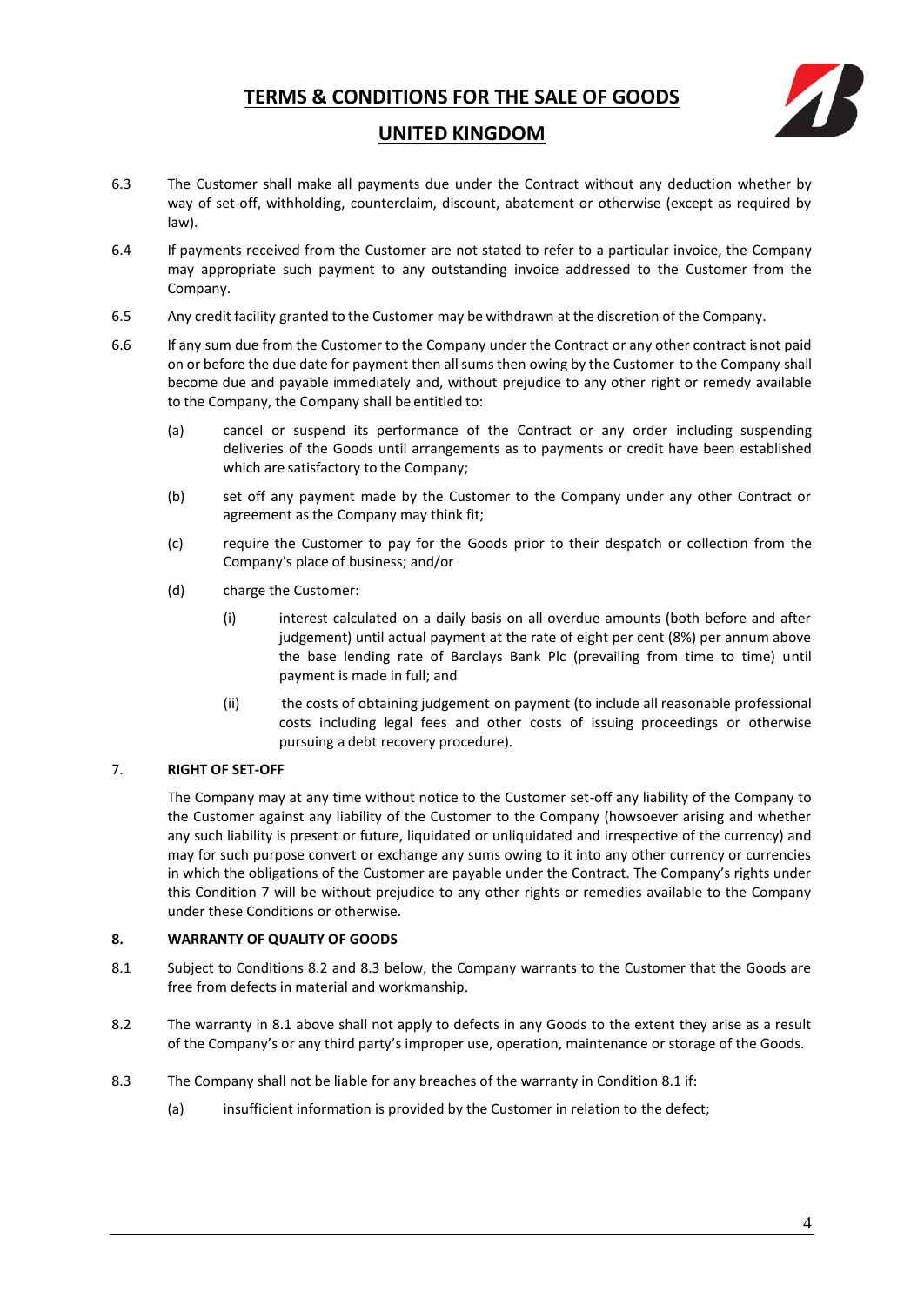6.3 The Customer shall make all payments due under the Contract without any deduction whether by way of set-off, withholding, counterclaim, discount, abatement or otherwise (except as required by law).

6.4 If payments received from the Customer are not stated to refer to a particular invoice, the Company may appropriate such payment to any outstanding invoice addressed to the Customer from the Company.

6.5 Any credit facility granted to the Customer may be withdrawn at the discretion of the Company.

6.6 If any sum due from the Customer to the Company under the Contract or any other contract is not paid on or before the due date for payment then all sums then owing by the Customer to the Company shall become due and payable immediately and, without prejudice to any other right or remedy available to the Company, the Company shall be entitled to:

(a) cancel or suspend its performance of the Contract or any order including suspending deliveries of the Goods until arrangements as to payments or credit have been established which are satisfactory to the Company;

(b) set off any payment made by the Customer to the Company under any other Contract or agreement as the Company may think fit;

(c) require the Customer to pay for the Goods prior to their despatch or collection from the Company's place of business; and/or

(d) charge the Customer:

(i) interest calculated on a daily basis on all overdue amounts (both before and after judgement) until actual payment at the rate of eight per cent (8%) per annum above the base lending rate of Barclays Bank Plc (prevailing from time to time) until payment is made in full; and

(ii) the costs of obtaining judgement on payment (to include all reasonable professional costs including legal fees and other costs of issuing proceedings or otherwise pursuing a debt recovery procedure).

## 7. RIGHT OF SET-OFF

The Company may at any time without notice to the Customer set-off any liability of the Company to the Customer against any liability of the Customer to the Company (howsoever arising and whether any such liability is present or future, liquidated or unliquidated and irrespective of the currency) and may for such purpose convert or exchange any sums owing to it into any other currency or currencies in which the obligations of the Customer are payable under the Contract. The Company's rights under this Condition 7 will be without prejudice to any other rights or remedies available to the Company under these Conditions or otherwise.

## 8. WARRANTY OF QUALITY OF GOODS

8.1 Subject to Conditions 8.2 and 8.3 below, the Company warrants to the Customer that the Goods are free from defects in material and workmanship.

8.2 The warranty in 8.1 above shall not apply to defects in any Goods to the extent they arise as a result of the Company's or any third party's improper use, operation, maintenance or storage of the Goods.

8.3 The Company shall not be liable for any breaches of the warranty in Condition 8.1 if:

(a) insufficient information is provided by the Customer in relation to the defect;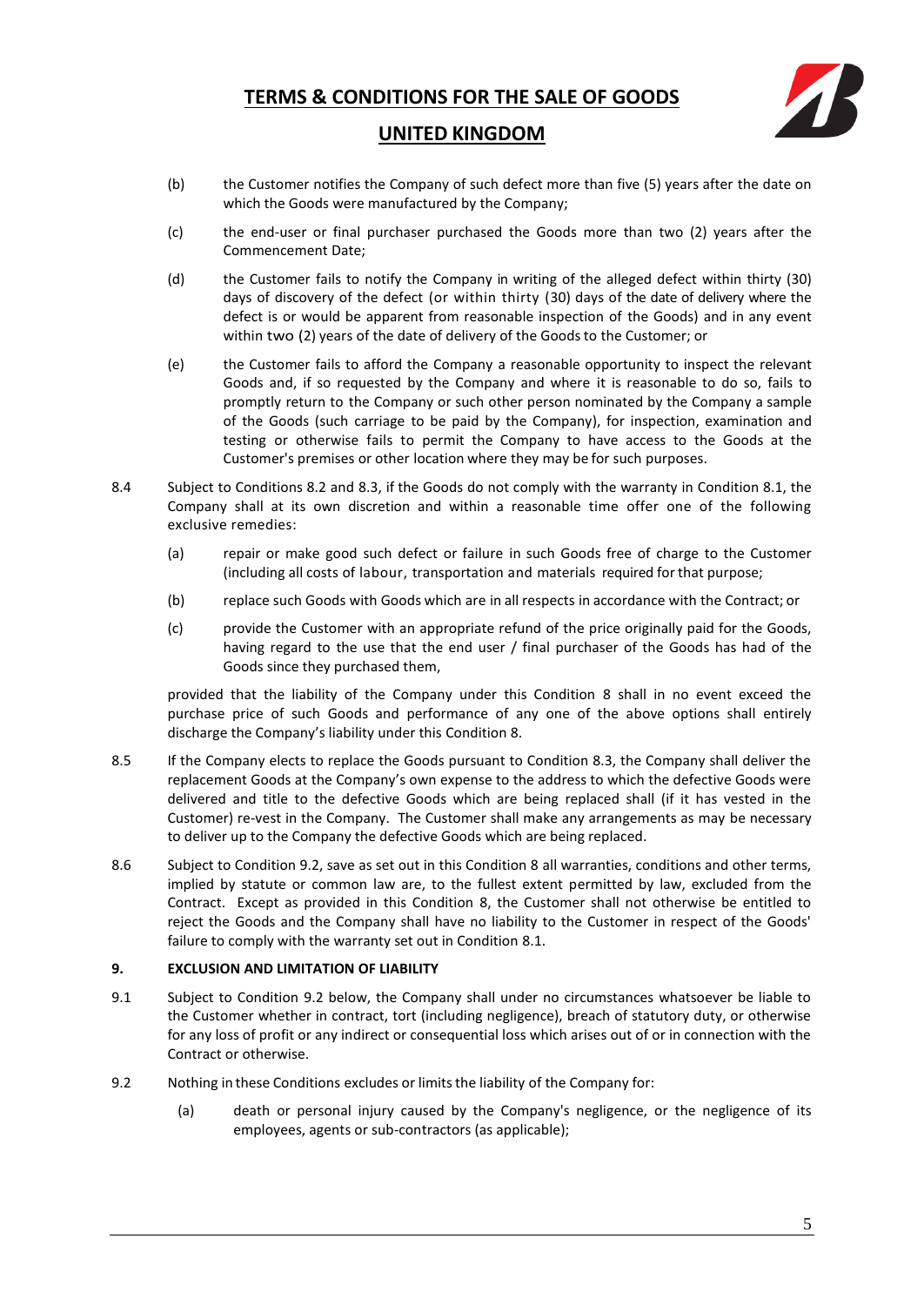(b) the Customer notifies the Company of such defect more than five (5) years after the date on which the Goods were manufactured by the Company;

(c) the end-user or final purchaser purchased the Goods more than two (2) years after the Commencement Date;

(d) the Customer fails to notify the Company in writing of the alleged defect within thirty (30) days of discovery of the defect (or within thirty (30) days of the date of delivery where the defect is or would be apparent from reasonable inspection of the Goods) and in any event within two (2) years of the date of delivery of the Goods to the Customer; or

(e) the Customer fails to afford the Company a reasonable opportunity to inspect the relevant Goods and, if so requested by the Company and where it is reasonable to do so, fails to promptly return to the Company or such other person nominated by the Company a sample of the Goods (such carriage to be paid by the Company), for inspection, examination and testing or otherwise fails to permit the Company to have access to the Goods at the Customer's premises or other location where they may be for such purposes.

8.4 Subject to Conditions 8.2 and 8.3, if the Goods do not comply with the warranty in Condition 8.1, the Company shall at its own discretion and within a reasonable time offer one of the following exclusive remedies:

(a) repair or make good such defect or failure in such Goods free of charge to the Customer (including all costs of labour, transportation and materials required for that purpose;

(b) replace such Goods with Goods which are in all respects in accordance with the Contract; or

(c) provide the Customer with an appropriate refund of the price originally paid for the Goods, having regard to the use that the end user / final purchaser of the Goods has had of the Goods since they purchased them,

provided that the liability of the Company under this Condition 8 shall in no event exceed the purchase price of such Goods and performance of any one of the above options shall entirely discharge the Company's liability under this Condition 8.

8.5 If the Company elects to replace the Goods pursuant to Condition 8.3, the Company shall deliver the replacement Goods at the Company's own expense to the address to which the defective Goods were delivered and title to the defective Goods which are being replaced shall (if it has vested in the Customer) re-vest in the Company. The Customer shall make any arrangements as may be necessary to deliver up to the Company the defective Goods which are being replaced.

8.6 Subject to Condition 9.2, save as set out in this Condition 8 all warranties, conditions and other terms, implied by statute or common law are, to the fullest extent permitted by law, excluded from the Contract. Except as provided in this Condition 8, the Customer shall not otherwise be entitled to reject the Goods and the Company shall have no liability to the Customer in respect of the Goods' failure to comply with the warranty set out in Condition 8.1.

## 9. EXCLUSION AND LIMITATION OF LIABILITY

9.1 Subject to Condition 9.2 below, the Company shall under no circumstances whatsoever be liable to the Customer whether in contract, tort (including negligence), breach of statutory duty, or otherwise for any loss of profit or any indirect or consequential loss which arises out of or in connection with the Contract or otherwise.

9.2 Nothing in these Conditions excludes or limits the liability of the Company for:

(a) death or personal injury caused by the Company's negligence, or the negligence of its employees, agents or sub-contractors (as applicable);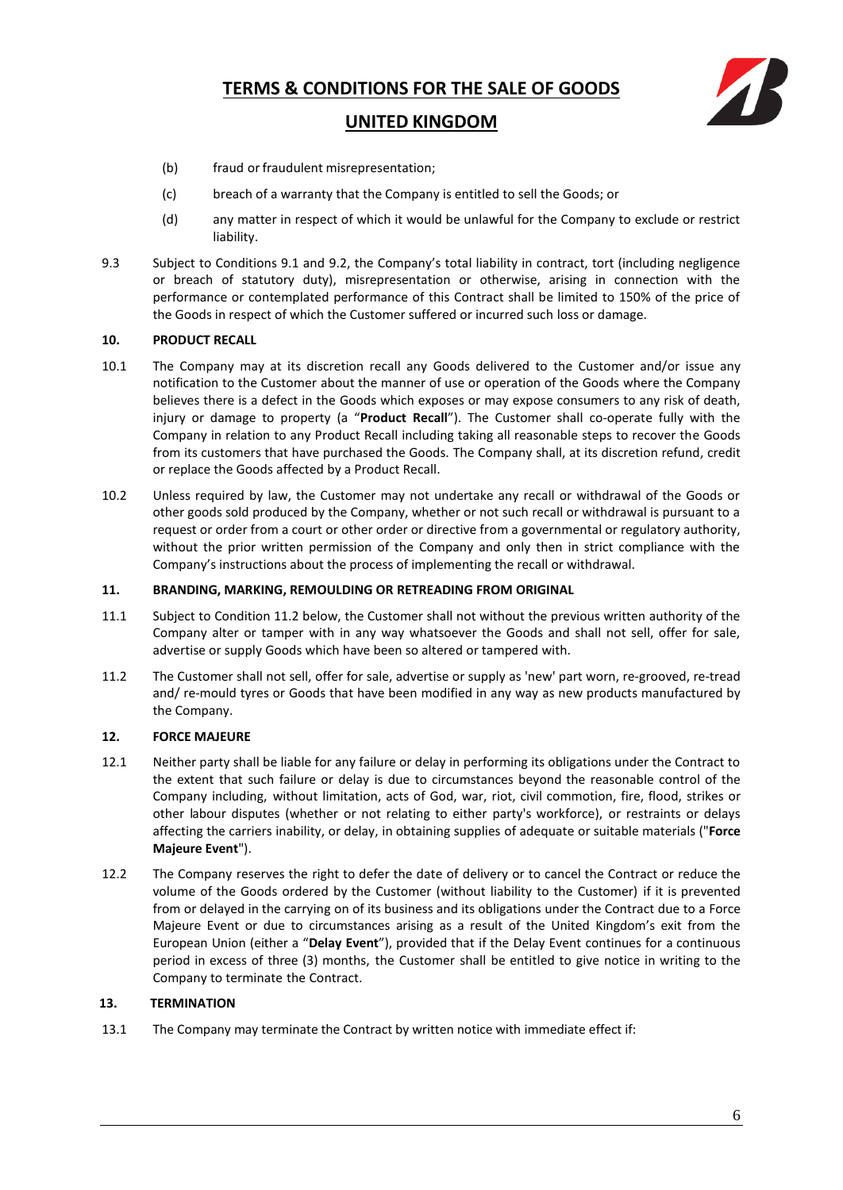(b) fraud or fraudulent misrepresentation;

(c) breach of a warranty that the Company is entitled to sell the Goods; or

(d) any matter in respect of which it would be unlawful for the Company to exclude or restrict liability.

9.3 Subject to Conditions 9.1 and 9.2, the Company's total liability in contract, tort (including negligence or breach of statutory duty), misrepresentation or otherwise, arising in connection with the performance or contemplated performance of this Contract shall be limited to 150% of the price of the Goods in respect of which the Customer suffered or incurred such loss or damage.

**10. PRODUCT RECALL**

10.1 The Company may at its discretion recall any Goods delivered to the Customer and/or issue any notification to the Customer about the manner of use or operation of the Goods where the Company believes there is a defect in the Goods which exposes or may expose consumers to any risk of death, injury or damage to property (a "**Product Recall**"). The Customer shall co-operate fully with the Company in relation to any Product Recall including taking all reasonable steps to recover the Goods from its customers that have purchased the Goods. The Company shall, at its discretion refund, credit or replace the Goods affected by a Product Recall.

10.2 Unless required by law, the Customer may not undertake any recall or withdrawal of the Goods or other goods sold produced by the Company, whether or not such recall or withdrawal is pursuant to a request or order from a court or other order or directive from a governmental or regulatory authority, without the prior written permission of the Company and only then in strict compliance with the Company's instructions about the process of implementing the recall or withdrawal.

**11. BRANDING, MARKING, REMOULDING OR RETREADING FROM ORIGINAL**

11.1 Subject to Condition 11.2 below, the Customer shall not without the previous written authority of the Company alter or tamper with in any way whatsoever the Goods and shall not sell, offer for sale, advertise or supply Goods which have been so altered or tampered with.

11.2 The Customer shall not sell, offer for sale, advertise or supply as 'new' part worn, re-grooved, re-tread and/ re-mould tyres or Goods that have been modified in any way as new products manufactured by the Company.

**12. FORCE MAJEURE**

12.1 Neither party shall be liable for any failure or delay in performing its obligations under the Contract to the extent that such failure or delay is due to circumstances beyond the reasonable control of the Company including, without limitation, acts of God, war, riot, civil commotion, fire, flood, strikes or other labour disputes (whether or not relating to either party's workforce), or restraints or delays affecting the carriers inability, or delay, in obtaining supplies of adequate or suitable materials ("**Force Majeure Event**").

12.2 The Company reserves the right to defer the date of delivery or to cancel the Contract or reduce the volume of the Goods ordered by the Customer (without liability to the Customer) if it is prevented from or delayed in the carrying on of its business and its obligations under the Contract due to a Force Majeure Event or due to circumstances arising as a result of the United Kingdom's exit from the European Union (either a "**Delay Event**"), provided that if the Delay Event continues for a continuous period in excess of three (3) months, the Customer shall be entitled to give notice in writing to the Company to terminate the Contract.

**13. TERMINATION**

13.1 The Company may terminate the Contract by written notice with immediate effect if: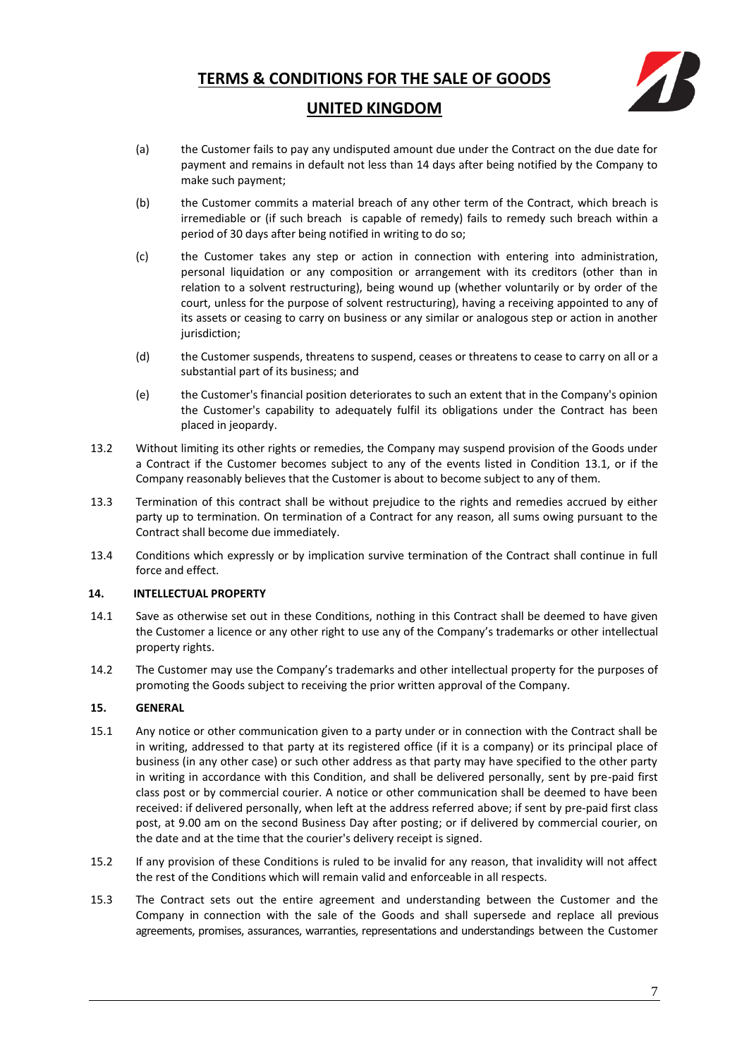(a) the Customer fails to pay any undisputed amount due under the Contract on the due date for payment and remains in default not less than 14 days after being notified by the Company to make such payment;

(b) the Customer commits a material breach of any other term of the Contract, which breach is irremediable or (if such breach is capable of remedy) fails to remedy such breach within a period of 30 days after being notified in writing to do so;

(c) the Customer takes any step or action in connection with entering into administration, personal liquidation or any composition or arrangement with its creditors (other than in relation to a solvent restructuring), being wound up (whether voluntarily or by order of the court, unless for the purpose of solvent restructuring), having a receiving appointed to any of its assets or ceasing to carry on business or any similar or analogous step or action in another jurisdiction;

(d) the Customer suspends, threatens to suspend, ceases or threatens to cease to carry on all or a substantial part of its business; and

(e) the Customer's financial position deteriorates to such an extent that in the Company's opinion the Customer's capability to adequately fulfil its obligations under the Contract has been placed in jeopardy.

13.2 Without limiting its other rights or remedies, the Company may suspend provision of the Goods under a Contract if the Customer becomes subject to any of the events listed in Condition 13.1, or if the Company reasonably believes that the Customer is about to become subject to any of them.

13.3 Termination of this contract shall be without prejudice to the rights and remedies accrued by either party up to termination. On termination of a Contract for any reason, all sums owing pursuant to the Contract shall become due immediately.

13.4 Conditions which expressly or by implication survive termination of the Contract shall continue in full force and effect.

**14. INTELLECTUAL PROPERTY**

14.1 Save as otherwise set out in these Conditions, nothing in this Contract shall be deemed to have given the Customer a licence or any other right to use any of the Company's trademarks or other intellectual property rights.

14.2 The Customer may use the Company's trademarks and other intellectual property for the purposes of promoting the Goods subject to receiving the prior written approval of the Company.

**15. GENERAL**

15.1 Any notice or other communication given to a party under or in connection with the Contract shall be in writing, addressed to that party at its registered office (if it is a company) or its principal place of business (in any other case) or such other address as that party may have specified to the other party in writing in accordance with this Condition, and shall be delivered personally, sent by pre-paid first class post or by commercial courier. A notice or other communication shall be deemed to have been received: if delivered personally, when left at the address referred above; if sent by pre-paid first class post, at 9.00 am on the second Business Day after posting; or if delivered by commercial courier, on the date and at the time that the courier's delivery receipt is signed.

15.2 If any provision of these Conditions is ruled to be invalid for any reason, that invalidity will not affect the rest of the Conditions which will remain valid and enforceable in all respects.

15.3 The Contract sets out the entire agreement and understanding between the Customer and the Company in connection with the sale of the Goods and shall supersede and replace all previous agreements, promises, assurances, warranties, representations and understandings between the Customer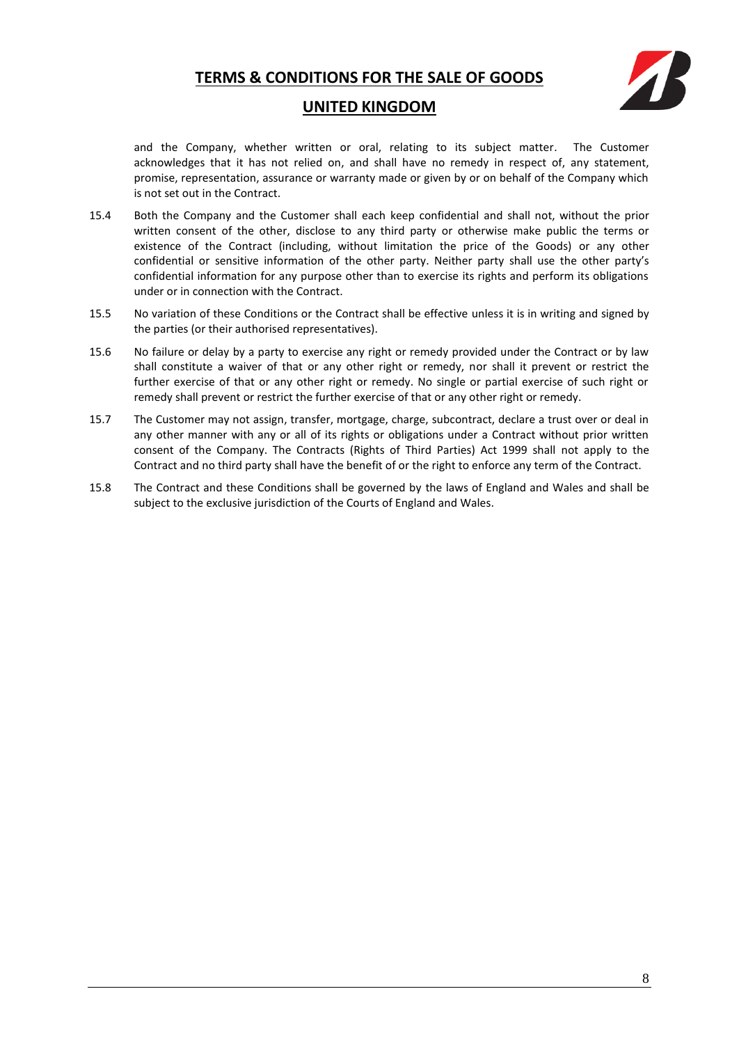and the Company, whether written or oral, relating to its subject matter. The Customer acknowledges that it has not relied on, and shall have no remedy in respect of, any statement, promise, representation, assurance or warranty made or given by or on behalf of the Company which is not set out in the Contract.

15.4 Both the Company and the Customer shall each keep confidential and shall not, without the prior written consent of the other, disclose to any third party or otherwise make public the terms or existence of the Contract (including, without limitation the price of the Goods) or any other confidential or sensitive information of the other party. Neither party shall use the other party's confidential information for any purpose other than to exercise its rights and perform its obligations under or in connection with the Contract.

15.5 No variation of these Conditions or the Contract shall be effective unless it is in writing and signed by the parties (or their authorised representatives).

15.6 No failure or delay by a party to exercise any right or remedy provided under the Contract or by law shall constitute a waiver of that or any other right or remedy, nor shall it prevent or restrict the further exercise of that or any other right or remedy. No single or partial exercise of such right or remedy shall prevent or restrict the further exercise of that or any other right or remedy.

15.7 The Customer may not assign, transfer, mortgage, charge, subcontract, declare a trust over or deal in any other manner with any or all of its rights or obligations under a Contract without prior written consent of the Company. The Contracts (Rights of Third Parties) Act 1999 shall not apply to the Contract and no third party shall have the benefit of or the right to enforce any term of the Contract.

15.8 The Contract and these Conditions shall be governed by the laws of England and Wales and shall be subject to the exclusive jurisdiction of the Courts of England and Wales.